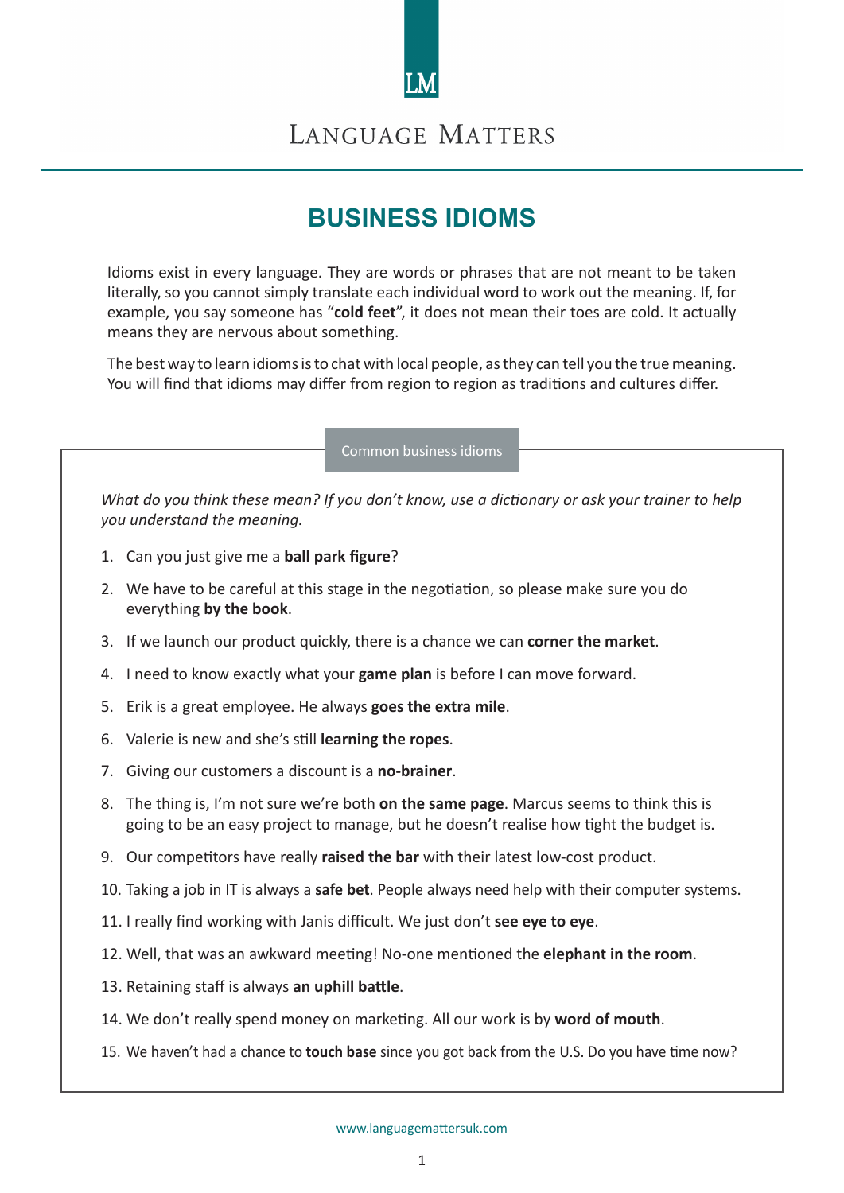LM

LANGUAGE MATTERS

# BUSINESS IDIOMS

Idioms exist in every language. They are words or phrases that are not meant to be taken literally, so you cannot simply translate each individual word to work out the meaning. If, for example, you say someone has "**cold feet**", it does not mean their toes are cold. It actually means they are nervous about something.

The best way to learn idioms is to chat with local people, as they can tell you the true meaning. You will find that idioms may differ from region to region as traditions and cultures differ.

## Common business idioms

*What do you think these mean? If you don't know, use a dictionary or ask your trainer to help you understand the meaning.*

1. Can you just give me a **ball park figure**?
2. We have to be careful at this stage in the negotiation, so please make sure you do everything **by the book**.
3. If we launch our product quickly, there is a chance we can **corner the market**.
4. I need to know exactly what your **game plan** is before I can move forward.
5. Erik is a great employee. He always **goes the extra mile**.
6. Valerie is new and she's still **learning the ropes**.
7. Giving our customers a discount is a **no-brainer**.
8. The thing is, I'm not sure we're both **on the same page**. Marcus seems to think this is going to be an easy project to manage, but he doesn't realise how tight the budget is.
9. Our competitors have really **raised the bar** with their latest low-cost product.
10. Taking a job in IT is always a **safe bet**. People always need help with their computer systems.
11. I really find working with Janis difficult. We just don't **see eye to eye**.
12. Well, that was an awkward meeting! No-one mentioned the **elephant in the room**.
13. Retaining staff is always **an uphill battle**.
14. We don't really spend money on marketing. All our work is by **word of mouth**.
15. We haven't had a chance to **touch base** since you got back from the U.S. Do you have time now?

www.languagemattersuk.com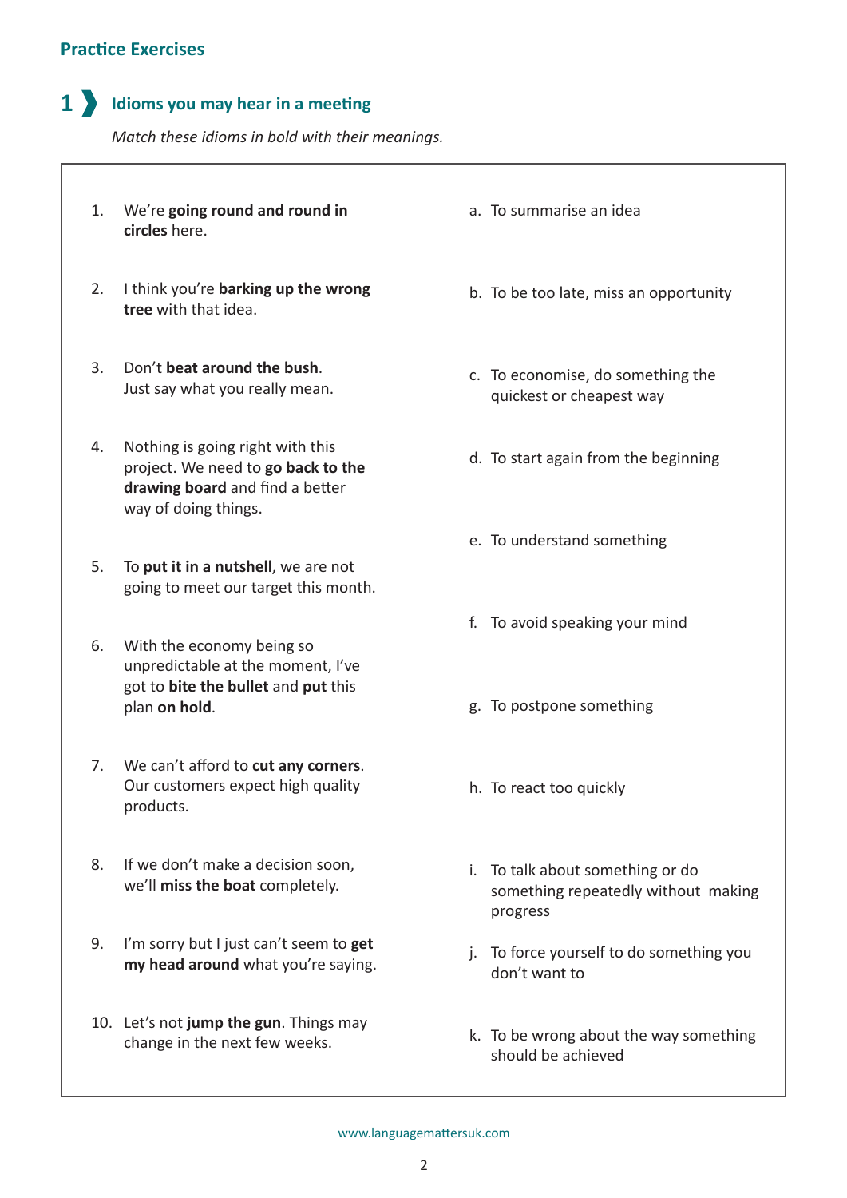## Practice Exercises

### 1 ❯ Idioms you may hear in a meeting

*Match these idioms in bold with their meanings.*

1. We're **going round and round in circles** here.
2. I think you're **barking up the wrong tree** with that idea.
3. Don't **beat around the bush**. Just say what you really mean.
4. Nothing is going right with this project. We need to **go back to the drawing board** and find a better way of doing things.
5. To **put it in a nutshell**, we are not going to meet our target this month.
6. With the economy being so unpredictable at the moment, I've got to **bite the bullet** and **put** this plan **on hold**.
7. We can't afford to **cut any corners**. Our customers expect high quality products.
8. If we don't make a decision soon, we'll **miss the boat** completely.
9. I'm sorry but I just can't seem to **get my head around** what you're saying.
10. Let's not **jump the gun**. Things may change in the next few weeks.

a. To summarise an idea

b. To be too late, miss an opportunity

c. To economise, do something the quickest or cheapest way

d. To start again from the beginning

e. To understand something

f. To avoid speaking your mind

g. To postpone something

h. To react too quickly

i. To talk about something or do something repeatedly without making progress

j. To force yourself to do something you don't want to

k. To be wrong about the way something should be achieved

www.languagemattersuk.com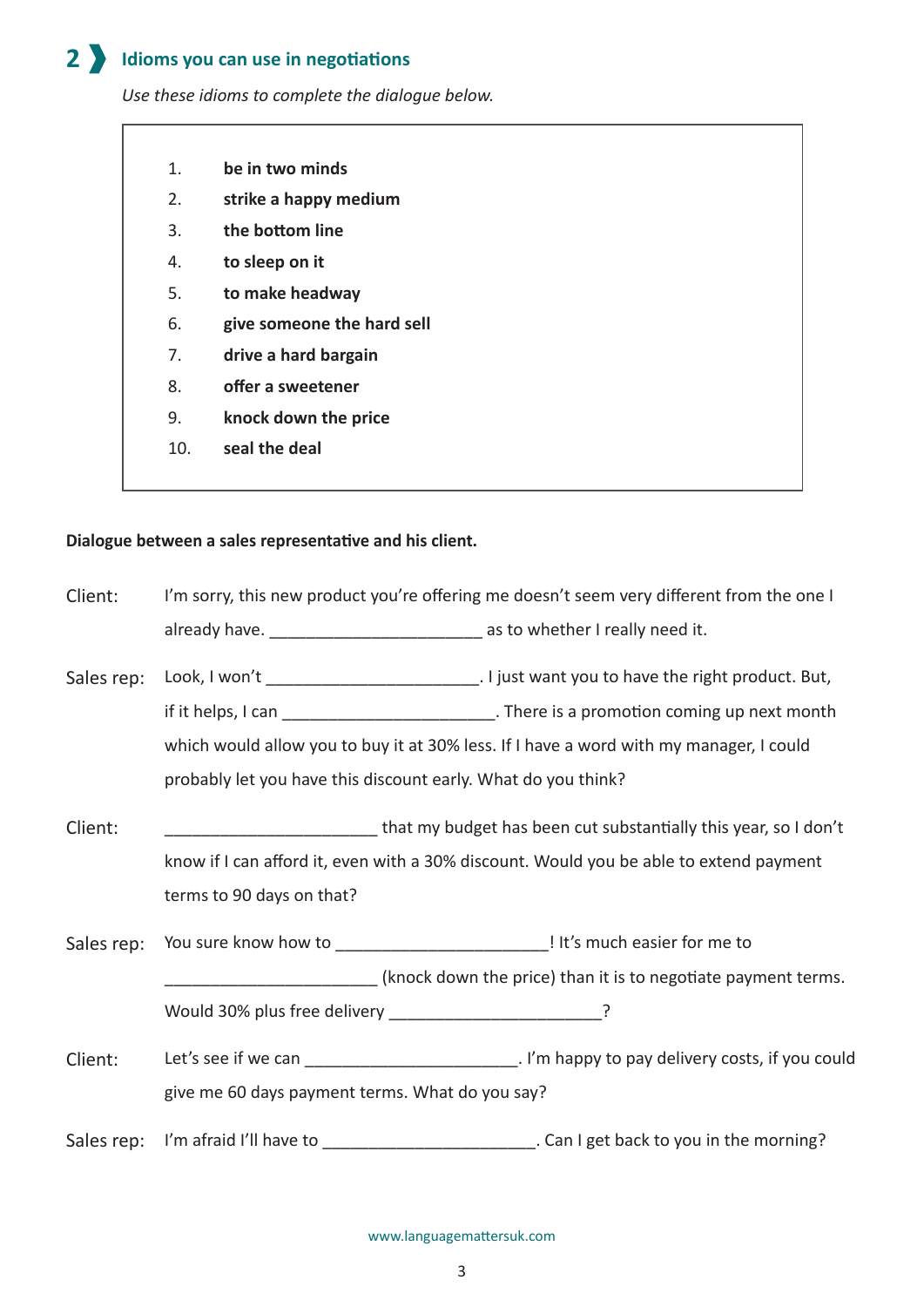## 2 Idioms you can use in negotiations

*Use these idioms to complete the dialogue below.*

1. **be in two minds**
2. **strike a happy medium**
3. **the bottom line**
4. **to sleep on it**
5. **to make headway**
6. **give someone the hard sell**
7. **drive a hard bargain**
8. **offer a sweetener**
9. **knock down the price**
10. **seal the deal**

**Dialogue between a sales representative and his client.**

Client: I'm sorry, this new product you're offering me doesn't seem very different from the one I already have. _______________________ as to whether I really need it.

Sales rep: Look, I won't _______________________. I just want you to have the right product. But, if it helps, I can _______________________. There is a promotion coming up next month which would allow you to buy it at 30% less. If I have a word with my manager, I could probably let you have this discount early. What do you think?

Client: _______________________ that my budget has been cut substantially this year, so I don't know if I can afford it, even with a 30% discount. Would you be able to extend payment terms to 90 days on that?

Sales rep: You sure know how to _______________________! It's much easier for me to _______________________ (knock down the price) than it is to negotiate payment terms. Would 30% plus free delivery _______________________?

Client: Let's see if we can _______________________. I'm happy to pay delivery costs, if you could give me 60 days payment terms. What do you say?

Sales rep: I'm afraid I'll have to _______________________. Can I get back to you in the morning?

www.languagemattersuk.com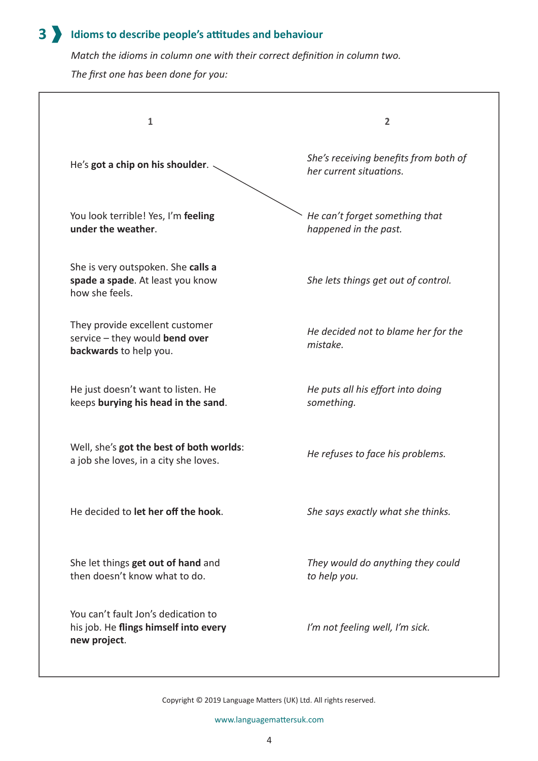## 3 Idioms to describe people's attitudes and behaviour

*Match the idioms in column one with their correct definition in column two.*

*The first one has been done for you:*

| 1 | 2 |
|---|---|
| He's **got a chip on his shoulder**. | *She's receiving benefits from both of her current situations.* |
| You look terrible! Yes, I'm **feeling under the weather**. | *He can't forget something that happened in the past.* |
| She is very outspoken. She **calls a spade a spade**. At least you know how she feels. | *She lets things get out of control.* |
| They provide excellent customer service – they would **bend over backwards** to help you. | *He decided not to blame her for the mistake.* |
| He just doesn't want to listen. He keeps **burying his head in the sand**. | *He puts all his effort into doing something.* |
| Well, she's **got the best of both worlds**: a job she loves, in a city she loves. | *He refuses to face his problems.* |
| He decided to **let her off the hook**. | *She says exactly what she thinks.* |
| She let things **get out of hand** and then doesn't know what to do. | *They would do anything they could to help you.* |
| You can't fault Jon's dedication to his job. He **flings himself into every new project**. | *I'm not feeling well, I'm sick.* |

(Example: "He's got a chip on his shoulder." is matched with "He can't forget something that happened in the past.")

Copyright © 2019 Language Matters (UK) Ltd. All rights reserved.

www.languagemattersuk.com